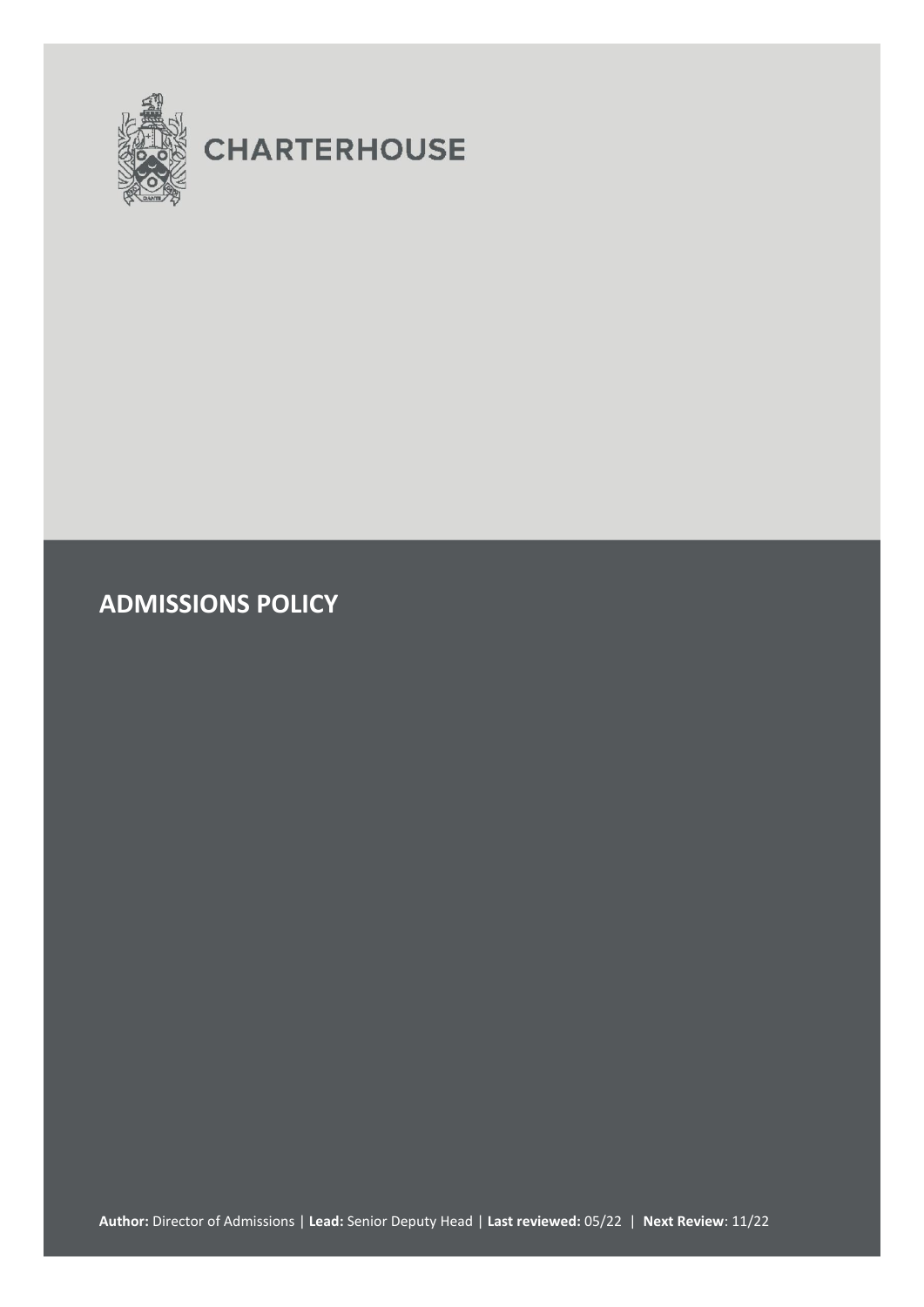CHARTERHOUSE

# ADMISSIONS POLICY

**Author:** Director of Admissions | **Lead:** Senior Deputy Head | **Last reviewed:** 05/22 | **Next Review**: 11/22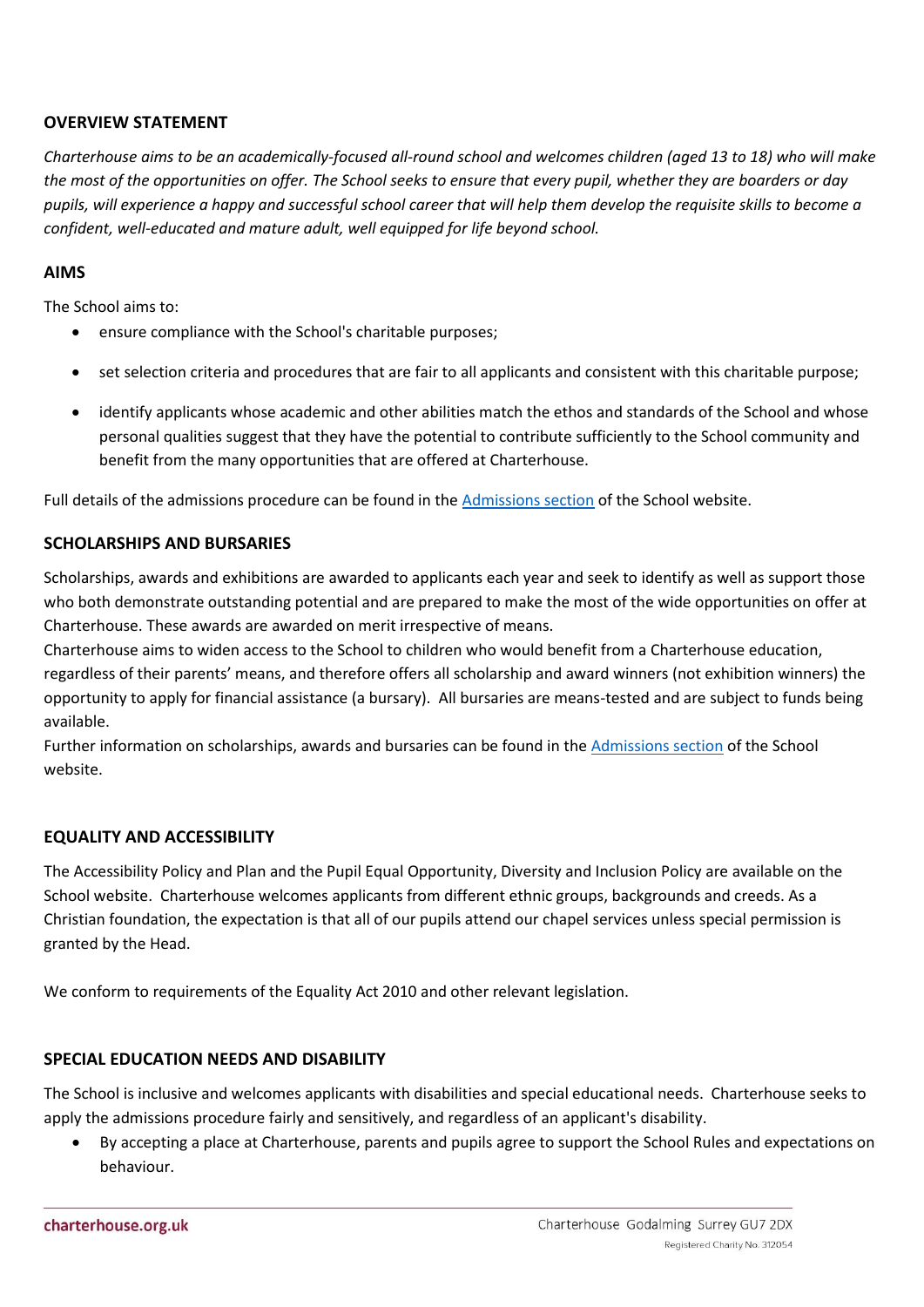## OVERVIEW STATEMENT

*Charterhouse aims to be an academically-focused all-round school and welcomes children (aged 13 to 18) who will make the most of the opportunities on offer. The School seeks to ensure that every pupil, whether they are boarders or day pupils, will experience a happy and successful school career that will help them develop the requisite skills to become a confident, well-educated and mature adult, well equipped for life beyond school.*

## AIMS

The School aims to:

- ensure compliance with the School's charitable purposes;
- set selection criteria and procedures that are fair to all applicants and consistent with this charitable purpose;
- identify applicants whose academic and other abilities match the ethos and standards of the School and whose personal qualities suggest that they have the potential to contribute sufficiently to the School community and benefit from the many opportunities that are offered at Charterhouse.

Full details of the admissions procedure can be found in the Admissions section of the School website.

## SCHOLARSHIPS AND BURSARIES

Scholarships, awards and exhibitions are awarded to applicants each year and seek to identify as well as support those who both demonstrate outstanding potential and are prepared to make the most of the wide opportunities on offer at Charterhouse. These awards are awarded on merit irrespective of means.

Charterhouse aims to widen access to the School to children who would benefit from a Charterhouse education, regardless of their parents' means, and therefore offers all scholarship and award winners (not exhibition winners) the opportunity to apply for financial assistance (a bursary). All bursaries are means-tested and are subject to funds being available.

Further information on scholarships, awards and bursaries can be found in the Admissions section of the School website.

## EQUALITY AND ACCESSIBILITY

The Accessibility Policy and Plan and the Pupil Equal Opportunity, Diversity and Inclusion Policy are available on the School website. Charterhouse welcomes applicants from different ethnic groups, backgrounds and creeds. As a Christian foundation, the expectation is that all of our pupils attend our chapel services unless special permission is granted by the Head.

We conform to requirements of the Equality Act 2010 and other relevant legislation.

## SPECIAL EDUCATION NEEDS AND DISABILITY

The School is inclusive and welcomes applicants with disabilities and special educational needs. Charterhouse seeks to apply the admissions procedure fairly and sensitively, and regardless of an applicant's disability.

- By accepting a place at Charterhouse, parents and pupils agree to support the School Rules and expectations on behaviour.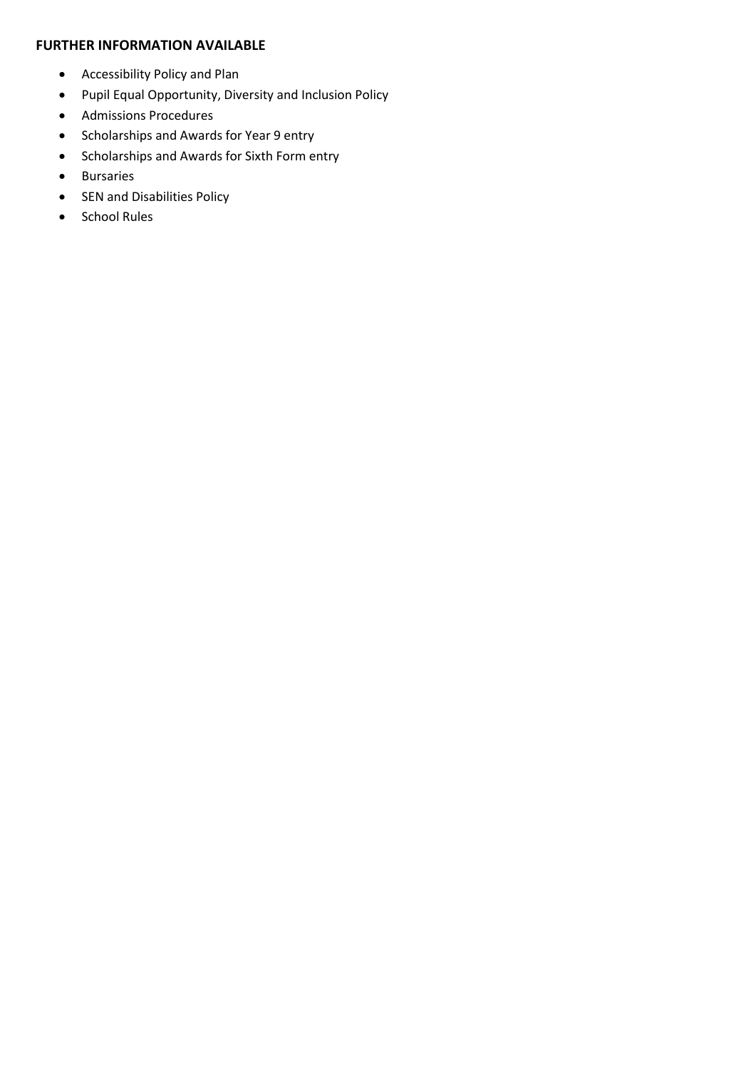**FURTHER INFORMATION AVAILABLE**

- Accessibility Policy and Plan
- Pupil Equal Opportunity, Diversity and Inclusion Policy
- Admissions Procedures
- Scholarships and Awards for Year 9 entry
- Scholarships and Awards for Sixth Form entry
- Bursaries
- SEN and Disabilities Policy
- School Rules